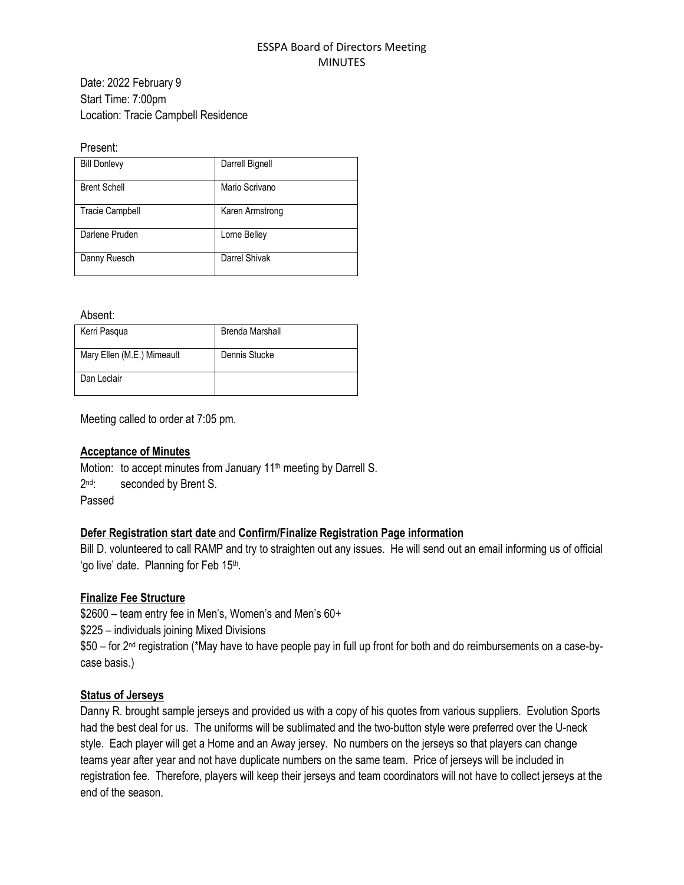# ESSPA Board of Directors Meeting
## MINUTES

Date: 2022 February 9
Start Time: 7:00pm
Location: Tracie Campbell Residence

Present:

| | |
|---|---|
| Bill Donlevy | Darrell Bignell |
| Brent Schell | Mario Scrivano |
| Tracie Campbell | Karen Armstrong |
| Darlene Pruden | Lorne Belley |
| Danny Ruesch | Darrel Shivak |

Absent:

| | |
|---|---|
| Kerri Pasqua | Brenda Marshall |
| Mary Ellen (M.E.) Mimeault | Dennis Stucke |
| Dan Leclair | |

Meeting called to order at 7:05 pm.

**Acceptance of Minutes**

Motion: to accept minutes from January 11th meeting by Darrell S.
2nd: seconded by Brent S.
Passed

**Defer Registration start date** and **Confirm/Finalize Registration Page information**

Bill D. volunteered to call RAMP and try to straighten out any issues. He will send out an email informing us of official 'go live' date. Planning for Feb 15th.

**Finalize Fee Structure**

$2600 – team entry fee in Men's, Women's and Men's 60+
$225 – individuals joining Mixed Divisions
$50 – for 2nd registration (*May have to have people pay in full up front for both and do reimbursements on a case-by-case basis.)

**Status of Jerseys**

Danny R. brought sample jerseys and provided us with a copy of his quotes from various suppliers. Evolution Sports had the best deal for us. The uniforms will be sublimated and the two-button style were preferred over the U-neck style. Each player will get a Home and an Away jersey. No numbers on the jerseys so that players can change teams year after year and not have duplicate numbers on the same team. Price of jerseys will be included in registration fee. Therefore, players will keep their jerseys and team coordinators will not have to collect jerseys at the end of the season.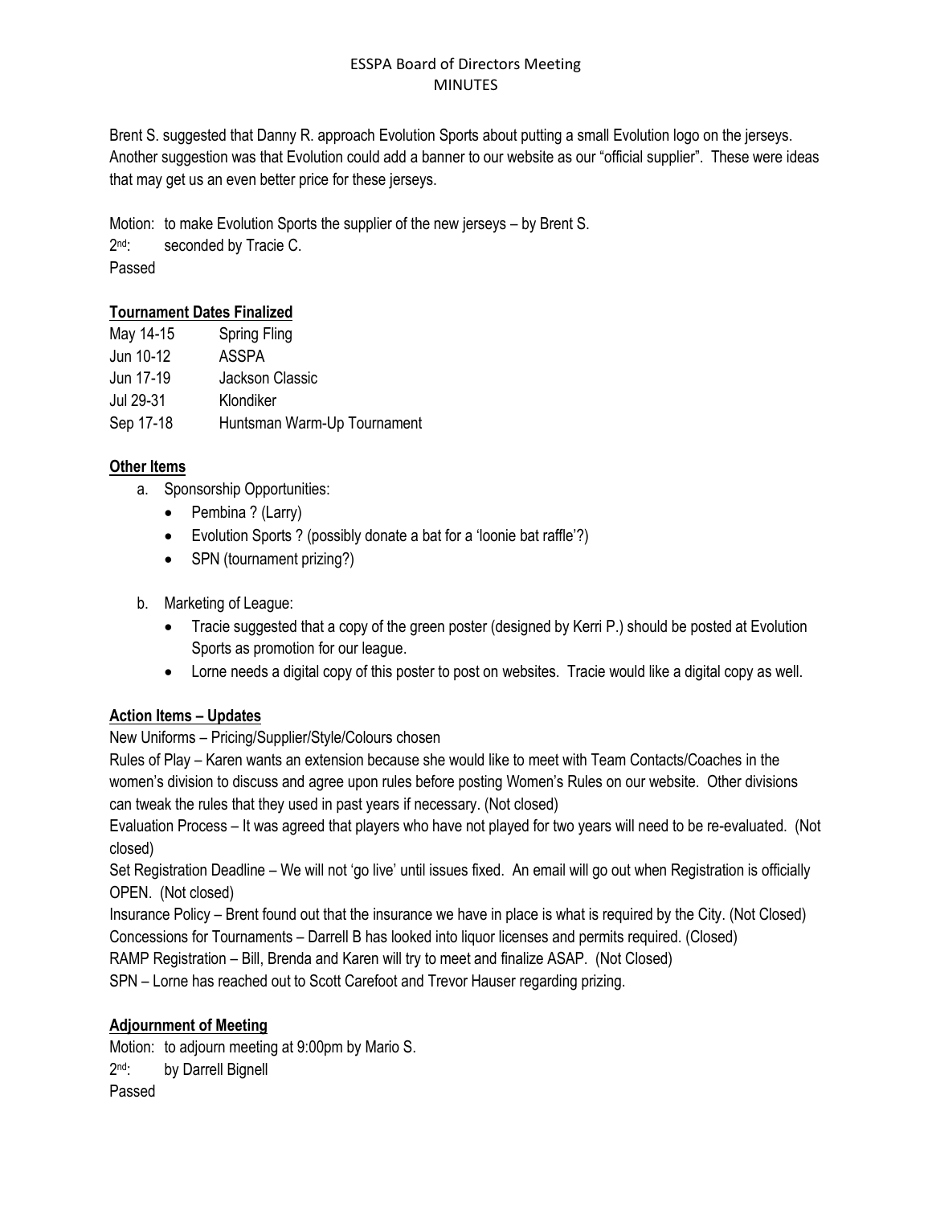ESSPA Board of Directors Meeting
MINUTES

Brent S. suggested that Danny R. approach Evolution Sports about putting a small Evolution logo on the jerseys. Another suggestion was that Evolution could add a banner to our website as our "official supplier". These were ideas that may get us an even better price for these jerseys.

Motion: to make Evolution Sports the supplier of the new jerseys – by Brent S.
2nd: seconded by Tracie C.
Passed

## Tournament Dates Finalized

| | |
|---|---|
| May 14-15 | Spring Fling |
| Jun 10-12 | ASSPA |
| Jun 17-19 | Jackson Classic |
| Jul 29-31 | Klondiker |
| Sep 17-18 | Huntsman Warm-Up Tournament |

## Other Items

a. Sponsorship Opportunities:
   - Pembina ? (Larry)
   - Evolution Sports ? (possibly donate a bat for a 'loonie bat raffle'?)
   - SPN (tournament prizing?)

b. Marketing of League:
   - Tracie suggested that a copy of the green poster (designed by Kerri P.) should be posted at Evolution Sports as promotion for our league.
   - Lorne needs a digital copy of this poster to post on websites. Tracie would like a digital copy as well.

## Action Items – Updates

New Uniforms – Pricing/Supplier/Style/Colours chosen

Rules of Play – Karen wants an extension because she would like to meet with Team Contacts/Coaches in the women's division to discuss and agree upon rules before posting Women's Rules on our website. Other divisions can tweak the rules that they used in past years if necessary. (Not closed)

Evaluation Process – It was agreed that players who have not played for two years will need to be re-evaluated. (Not closed)

Set Registration Deadline – We will not 'go live' until issues fixed. An email will go out when Registration is officially OPEN. (Not closed)

Insurance Policy – Brent found out that the insurance we have in place is what is required by the City. (Not Closed)

Concessions for Tournaments – Darrell B has looked into liquor licenses and permits required. (Closed)

RAMP Registration – Bill, Brenda and Karen will try to meet and finalize ASAP. (Not Closed)

SPN – Lorne has reached out to Scott Carefoot and Trevor Hauser regarding prizing.

## Adjournment of Meeting

Motion: to adjourn meeting at 9:00pm by Mario S.
2nd: by Darrell Bignell
Passed